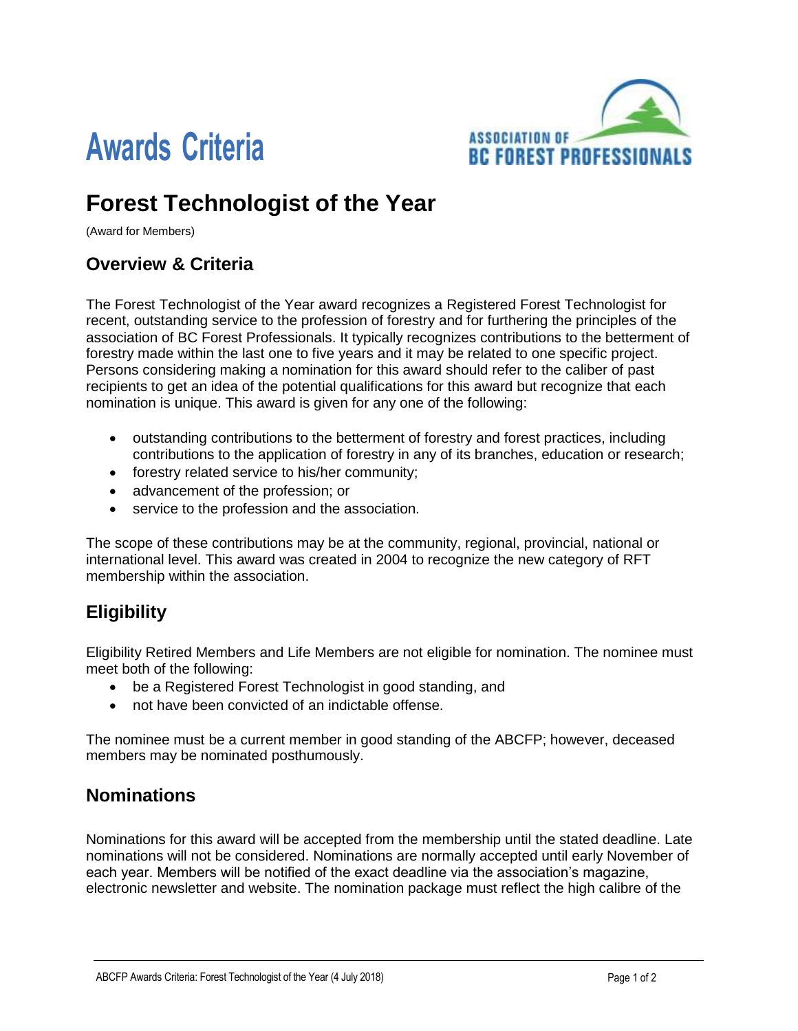# Awards Criteria

ASSOCIATION OF BC FOREST PROFESSIONALS

## Forest Technologist of the Year

(Award for Members)

### Overview & Criteria

The Forest Technologist of the Year award recognizes a Registered Forest Technologist for recent, outstanding service to the profession of forestry and for furthering the principles of the association of BC Forest Professionals. It typically recognizes contributions to the betterment of forestry made within the last one to five years and it may be related to one specific project. Persons considering making a nomination for this award should refer to the caliber of past recipients to get an idea of the potential qualifications for this award but recognize that each nomination is unique. This award is given for any one of the following:

- outstanding contributions to the betterment of forestry and forest practices, including contributions to the application of forestry in any of its branches, education or research;
- forestry related service to his/her community;
- advancement of the profession; or
- service to the profession and the association.

The scope of these contributions may be at the community, regional, provincial, national or international level. This award was created in 2004 to recognize the new category of RFT membership within the association.

### Eligibility

Eligibility Retired Members and Life Members are not eligible for nomination. The nominee must meet both of the following:

- be a Registered Forest Technologist in good standing, and
- not have been convicted of an indictable offense.

The nominee must be a current member in good standing of the ABCFP; however, deceased members may be nominated posthumously.

### Nominations

Nominations for this award will be accepted from the membership until the stated deadline. Late nominations will not be considered. Nominations are normally accepted until early November of each year. Members will be notified of the exact deadline via the association's magazine, electronic newsletter and website. The nomination package must reflect the high calibre of the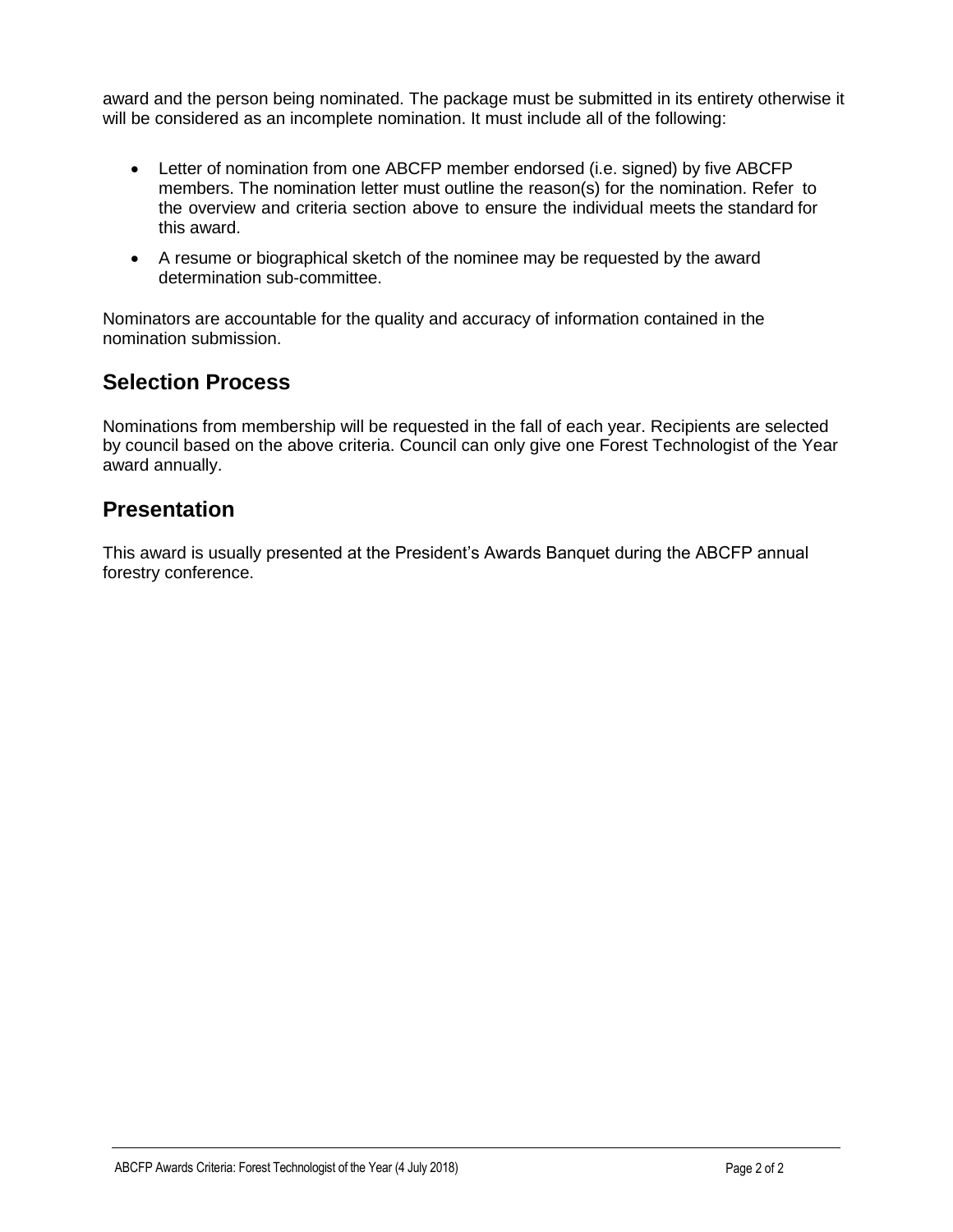award and the person being nominated. The package must be submitted in its entirety otherwise it will be considered as an incomplete nomination. It must include all of the following:

- Letter of nomination from one ABCFP member endorsed (i.e. signed) by five ABCFP members. The nomination letter must outline the reason(s) for the nomination. Refer to the overview and criteria section above to ensure the individual meets the standard for this award.
- A resume or biographical sketch of the nominee may be requested by the award determination sub-committee.

Nominators are accountable for the quality and accuracy of information contained in the nomination submission.

## Selection Process

Nominations from membership will be requested in the fall of each year. Recipients are selected by council based on the above criteria. Council can only give one Forest Technologist of the Year award annually.

## Presentation

This award is usually presented at the President's Awards Banquet during the ABCFP annual forestry conference.